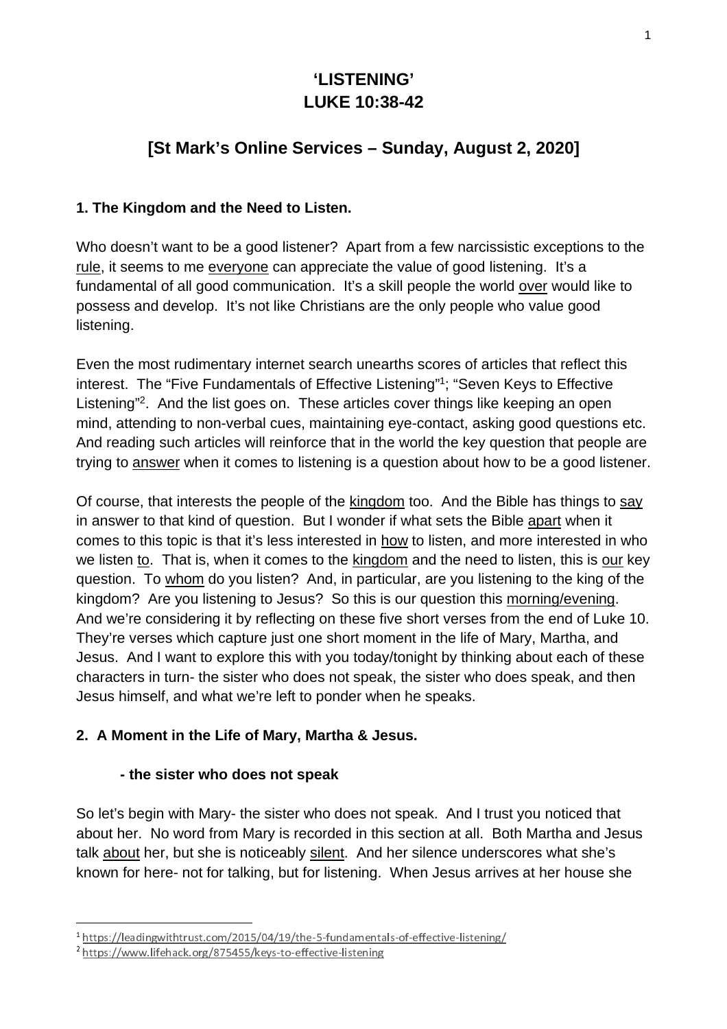# 'LISTENING'
# LUKE 10:38-42

## [St Mark's Online Services – Sunday, August 2, 2020]

### 1. The Kingdom and the Need to Listen.

Who doesn't want to be a good listener? Apart from a few narcissistic exceptions to the rule, it seems to me everyone can appreciate the value of good listening. It's a fundamental of all good communication. It's a skill people the world over would like to possess and develop. It's not like Christians are the only people who value good listening.

Even the most rudimentary internet search unearths scores of articles that reflect this interest. The "Five Fundamentals of Effective Listening"[1]; "Seven Keys to Effective Listening"[2]. And the list goes on. These articles cover things like keeping an open mind, attending to non-verbal cues, maintaining eye-contact, asking good questions etc. And reading such articles will reinforce that in the world the key question that people are trying to answer when it comes to listening is a question about how to be a good listener.

Of course, that interests the people of the kingdom too. And the Bible has things to say in answer to that kind of question. But I wonder if what sets the Bible apart when it comes to this topic is that it's less interested in how to listen, and more interested in who we listen to. That is, when it comes to the kingdom and the need to listen, this is our key question. To whom do you listen? And, in particular, are you listening to the king of the kingdom? Are you listening to Jesus? So this is our question this morning/evening. And we're considering it by reflecting on these five short verses from the end of Luke 10. They're verses which capture just one short moment in the life of Mary, Martha, and Jesus. And I want to explore this with you today/tonight by thinking about each of these characters in turn- the sister who does not speak, the sister who does speak, and then Jesus himself, and what we're left to ponder when he speaks.

### 2. A Moment in the Life of Mary, Martha & Jesus.

#### - the sister who does not speak

So let's begin with Mary- the sister who does not speak. And I trust you noticed that about her. No word from Mary is recorded in this section at all. Both Martha and Jesus talk about her, but she is noticeably silent. And her silence underscores what she's known for here- not for talking, but for listening. When Jesus arrives at her house she

---

[1] https://leadingwithtrust.com/2015/04/19/the-5-fundamentals-of-effective-listening/

[2] https://www.lifehack.org/875455/keys-to-effective-listening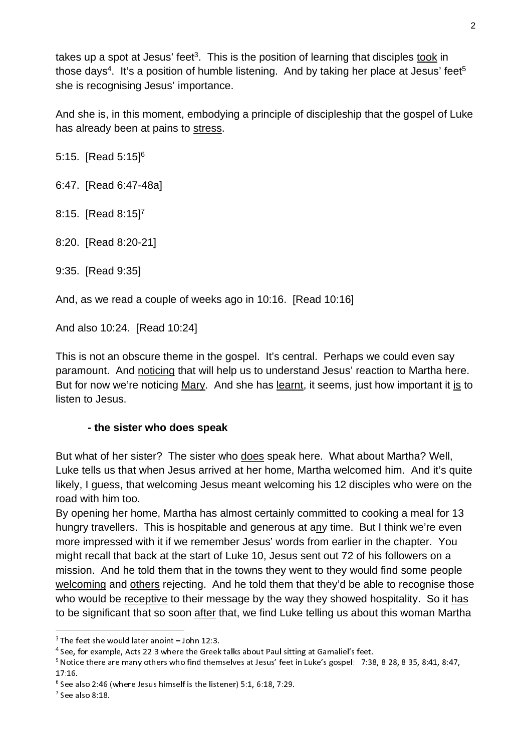takes up a spot at Jesus' feet[3]. This is the position of learning that disciples took in those days[4]. It's a position of humble listening. And by taking her place at Jesus' feet[5] she is recognising Jesus' importance.

And she is, in this moment, embodying a principle of discipleship that the gospel of Luke has already been at pains to stress.

5:15. [Read 5:15][6]

6:47. [Read 6:47-48a]

8:15. [Read 8:15][7]

8:20. [Read 8:20-21]

9:35. [Read 9:35]

And, as we read a couple of weeks ago in 10:16. [Read 10:16]

And also 10:24. [Read 10:24]

This is not an obscure theme in the gospel. It's central. Perhaps we could even say paramount. And noticing that will help us to understand Jesus' reaction to Martha here. But for now we're noticing Mary. And she has learnt, it seems, just how important it is to listen to Jesus.

**- the sister who does speak**

But what of her sister? The sister who does speak here. What about Martha? Well, Luke tells us that when Jesus arrived at her home, Martha welcomed him. And it's quite likely, I guess, that welcoming Jesus meant welcoming his 12 disciples who were on the road with him too.
By opening her home, Martha has almost certainly committed to cooking a meal for 13 hungry travellers. This is hospitable and generous at any time. But I think we're even more impressed with it if we remember Jesus' words from earlier in the chapter. You might recall that back at the start of Luke 10, Jesus sent out 72 of his followers on a mission. And he told them that in the towns they went to they would find some people welcoming and others rejecting. And he told them that they'd be able to recognise those who would be receptive to their message by the way they showed hospitality. So it has to be significant that so soon after that, we find Luke telling us about this woman Martha

---

[3] The feet she would later anoint – John 12:3.
[4] See, for example, Acts 22:3 where the Greek talks about Paul sitting at Gamaliel's feet.
[5] Notice there are many others who find themselves at Jesus' feet in Luke's gospel: 7:38, 8:28, 8:35, 8:41, 8:47, 17:16.
[6] See also 2:46 (where Jesus himself is the listener) 5:1, 6:18, 7:29.
[7] See also 8:18.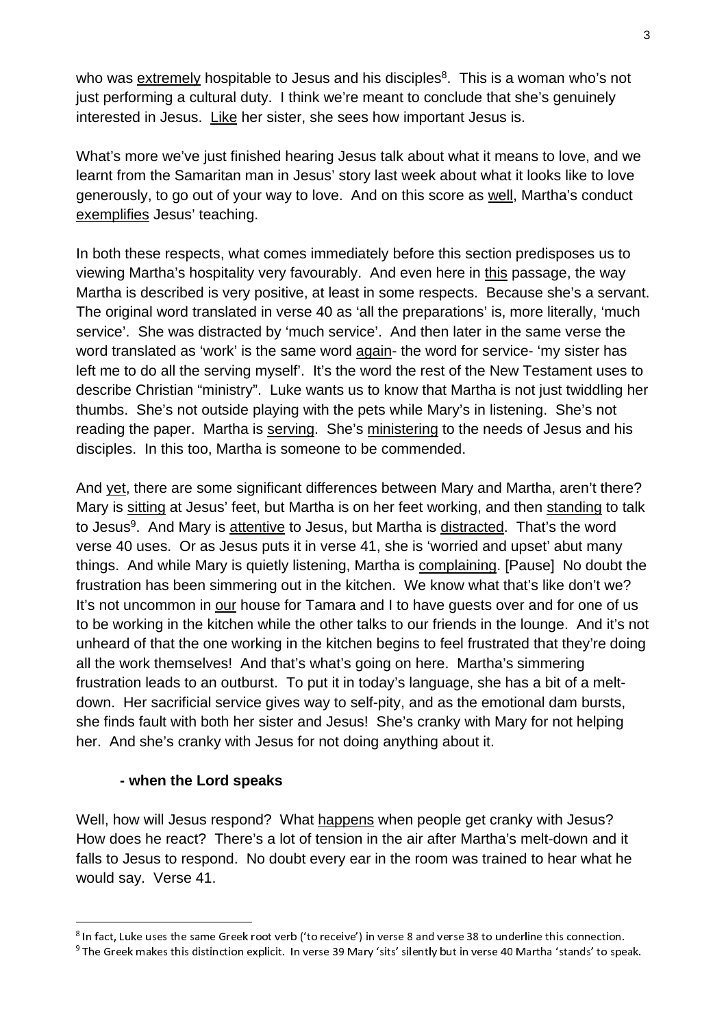who was <u>extremely</u> hospitable to Jesus and his disciples[8]. This is a woman who's not just performing a cultural duty. I think we're meant to conclude that she's genuinely interested in Jesus. <u>Like</u> her sister, she sees how important Jesus is.

What's more we've just finished hearing Jesus talk about what it means to love, and we learnt from the Samaritan man in Jesus' story last week about what it looks like to love generously, to go out of your way to love. And on this score as <u>well</u>, Martha's conduct <u>exemplifies</u> Jesus' teaching.

In both these respects, what comes immediately before this section predisposes us to viewing Martha's hospitality very favourably. And even here in <u>this</u> passage, the way Martha is described is very positive, at least in some respects. Because she's a servant. The original word translated in verse 40 as 'all the preparations' is, more literally, 'much service'. She was distracted by 'much service'. And then later in the same verse the word translated as 'work' is the same word <u>again</u>- the word for service- 'my sister has left me to do all the serving myself'. It's the word the rest of the New Testament uses to describe Christian "ministry". Luke wants us to know that Martha is not just twiddling her thumbs. She's not outside playing with the pets while Mary's in listening. She's not reading the paper. Martha is <u>serving</u>. She's <u>ministering</u> to the needs of Jesus and his disciples. In this too, Martha is someone to be commended.

And <u>yet</u>, there are some significant differences between Mary and Martha, aren't there? Mary is <u>sitting</u> at Jesus' feet, but Martha is on her feet working, and then <u>standing</u> to talk to Jesus[9]. And Mary is <u>attentive</u> to Jesus, but Martha is <u>distracted</u>. That's the word verse 40 uses. Or as Jesus puts it in verse 41, she is 'worried and upset' abut many things. And while Mary is quietly listening, Martha is <u>complaining</u>. [Pause] No doubt the frustration has been simmering out in the kitchen. We know what that's like don't we? It's not uncommon in <u>our</u> house for Tamara and I to have guests over and for one of us to be working in the kitchen while the other talks to our friends in the lounge. And it's not unheard of that the one working in the kitchen begins to feel frustrated that they're doing all the work themselves! And that's what's going on here. Martha's simmering frustration leads to an outburst. To put it in today's language, she has a bit of a melt-down. Her sacrificial service gives way to self-pity, and as the emotional dam bursts, she finds fault with both her sister and Jesus! She's cranky with Mary for not helping her. And she's cranky with Jesus for not doing anything about it.

**- when the Lord speaks**

Well, how will Jesus respond? What <u>happens</u> when people get cranky with Jesus? How does he react? There's a lot of tension in the air after Martha's melt-down and it falls to Jesus to respond. No doubt every ear in the room was trained to hear what he would say. Verse 41.

---

[8] In fact, Luke uses the same Greek root verb ('to receive') in verse 8 and verse 38 to underline this connection.

[9] The Greek makes this distinction explicit. In verse 39 Mary 'sits' silently but in verse 40 Martha 'stands' to speak.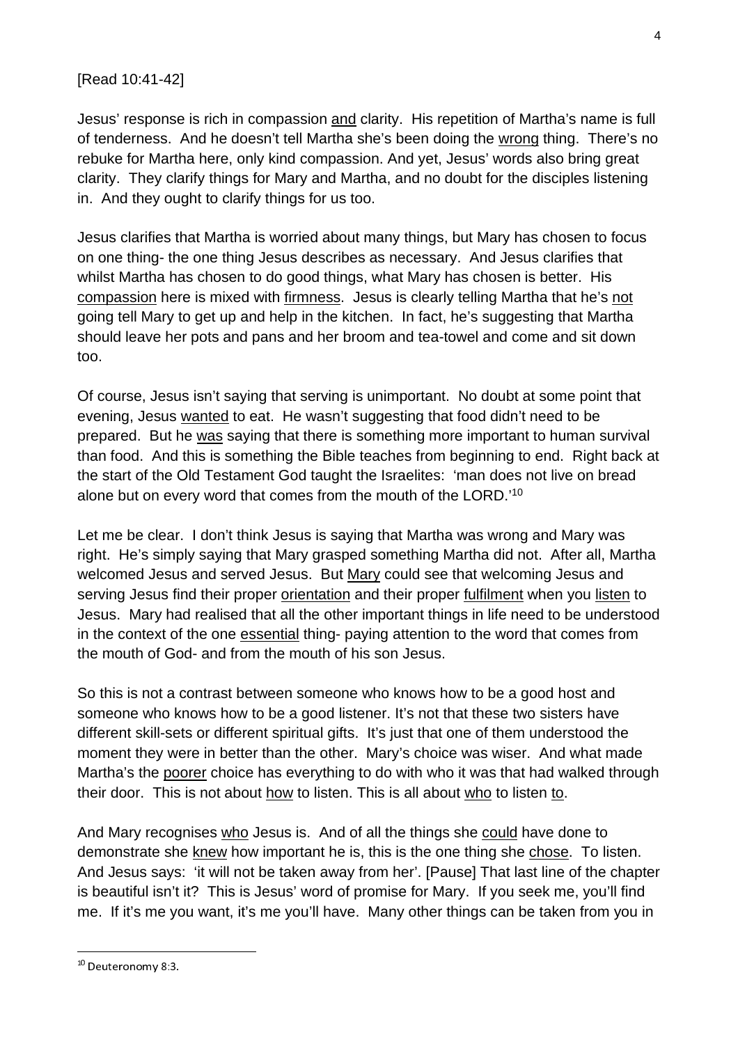[Read 10:41-42]

Jesus' response is rich in compassion <u>and</u> clarity. His repetition of Martha's name is full of tenderness. And he doesn't tell Martha she's been doing the <u>wrong</u> thing. There's no rebuke for Martha here, only kind compassion. And yet, Jesus' words also bring great clarity. They clarify things for Mary and Martha, and no doubt for the disciples listening in. And they ought to clarify things for us too.

Jesus clarifies that Martha is worried about many things, but Mary has chosen to focus on one thing- the one thing Jesus describes as necessary. And Jesus clarifies that whilst Martha has chosen to do good things, what Mary has chosen is better. His <u>compassion</u> here is mixed with <u>firmness</u>. Jesus is clearly telling Martha that he's <u>not</u> going tell Mary to get up and help in the kitchen. In fact, he's suggesting that Martha should leave her pots and pans and her broom and tea-towel and come and sit down too.

Of course, Jesus isn't saying that serving is unimportant. No doubt at some point that evening, Jesus <u>wanted</u> to eat. He wasn't suggesting that food didn't need to be prepared. But he <u>was</u> saying that there is something more important to human survival than food. And this is something the Bible teaches from beginning to end. Right back at the start of the Old Testament God taught the Israelites: 'man does not live on bread alone but on every word that comes from the mouth of the LORD.'[10]

Let me be clear. I don't think Jesus is saying that Martha was wrong and Mary was right. He's simply saying that Mary grasped something Martha did not. After all, Martha welcomed Jesus and served Jesus. But <u>Mary</u> could see that welcoming Jesus and serving Jesus find their proper <u>orientation</u> and their proper <u>fulfilment</u> when you <u>listen</u> to Jesus. Mary had realised that all the other important things in life need to be understood in the context of the one <u>essential</u> thing- paying attention to the word that comes from the mouth of God- and from the mouth of his son Jesus.

So this is not a contrast between someone who knows how to be a good host and someone who knows how to be a good listener. It's not that these two sisters have different skill-sets or different spiritual gifts. It's just that one of them understood the moment they were in better than the other. Mary's choice was wiser. And what made Martha's the <u>poorer</u> choice has everything to do with who it was that had walked through their door. This is not about <u>how</u> to listen. This is all about <u>who</u> to listen <u>to</u>.

And Mary recognises <u>who</u> Jesus is. And of all the things she <u>could</u> have done to demonstrate she <u>knew</u> how important he is, this is the one thing she <u>chose</u>. To listen. And Jesus says: 'it will not be taken away from her'. [Pause] That last line of the chapter is beautiful isn't it? This is Jesus' word of promise for Mary. If you seek me, you'll find me. If it's me you want, it's me you'll have. Many other things can be taken from you in

---

[10] Deuteronomy 8:3.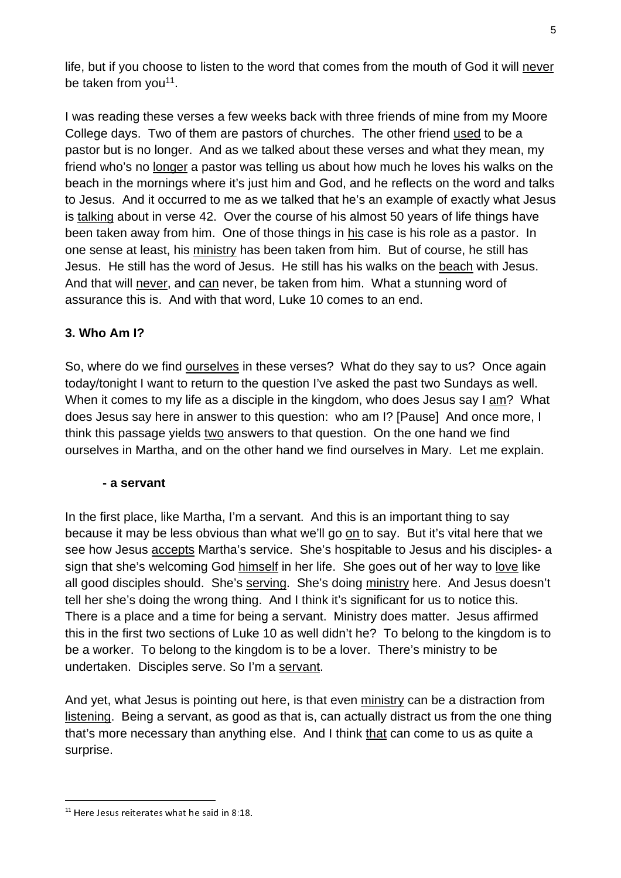life, but if you choose to listen to the word that comes from the mouth of God it will never be taken from you[11].

I was reading these verses a few weeks back with three friends of mine from my Moore College days. Two of them are pastors of churches. The other friend used to be a pastor but is no longer. And as we talked about these verses and what they mean, my friend who's no longer a pastor was telling us about how much he loves his walks on the beach in the mornings where it's just him and God, and he reflects on the word and talks to Jesus. And it occurred to me as we talked that he's an example of exactly what Jesus is talking about in verse 42. Over the course of his almost 50 years of life things have been taken away from him. One of those things in his case is his role as a pastor. In one sense at least, his ministry has been taken from him. But of course, he still has Jesus. He still has the word of Jesus. He still has his walks on the beach with Jesus. And that will never, and can never, be taken from him. What a stunning word of assurance this is. And with that word, Luke 10 comes to an end.

**3. Who Am I?**

So, where do we find ourselves in these verses? What do they say to us? Once again today/tonight I want to return to the question I've asked the past two Sundays as well. When it comes to my life as a disciple in the kingdom, who does Jesus say I am? What does Jesus say here in answer to this question: who am I? [Pause] And once more, I think this passage yields two answers to that question. On the one hand we find ourselves in Martha, and on the other hand we find ourselves in Mary. Let me explain.

**- a servant**

In the first place, like Martha, I'm a servant. And this is an important thing to say because it may be less obvious than what we'll go on to say. But it's vital here that we see how Jesus accepts Martha's service. She's hospitable to Jesus and his disciples- a sign that she's welcoming God himself in her life. She goes out of her way to love like all good disciples should. She's serving. She's doing ministry here. And Jesus doesn't tell her she's doing the wrong thing. And I think it's significant for us to notice this. There is a place and a time for being a servant. Ministry does matter. Jesus affirmed this in the first two sections of Luke 10 as well didn't he? To belong to the kingdom is to be a worker. To belong to the kingdom is to be a lover. There's ministry to be undertaken. Disciples serve. So I'm a servant.

And yet, what Jesus is pointing out here, is that even ministry can be a distraction from listening. Being a servant, as good as that is, can actually distract us from the one thing that's more necessary than anything else. And I think that can come to us as quite a surprise.

---

[11] Here Jesus reiterates what he said in 8:18.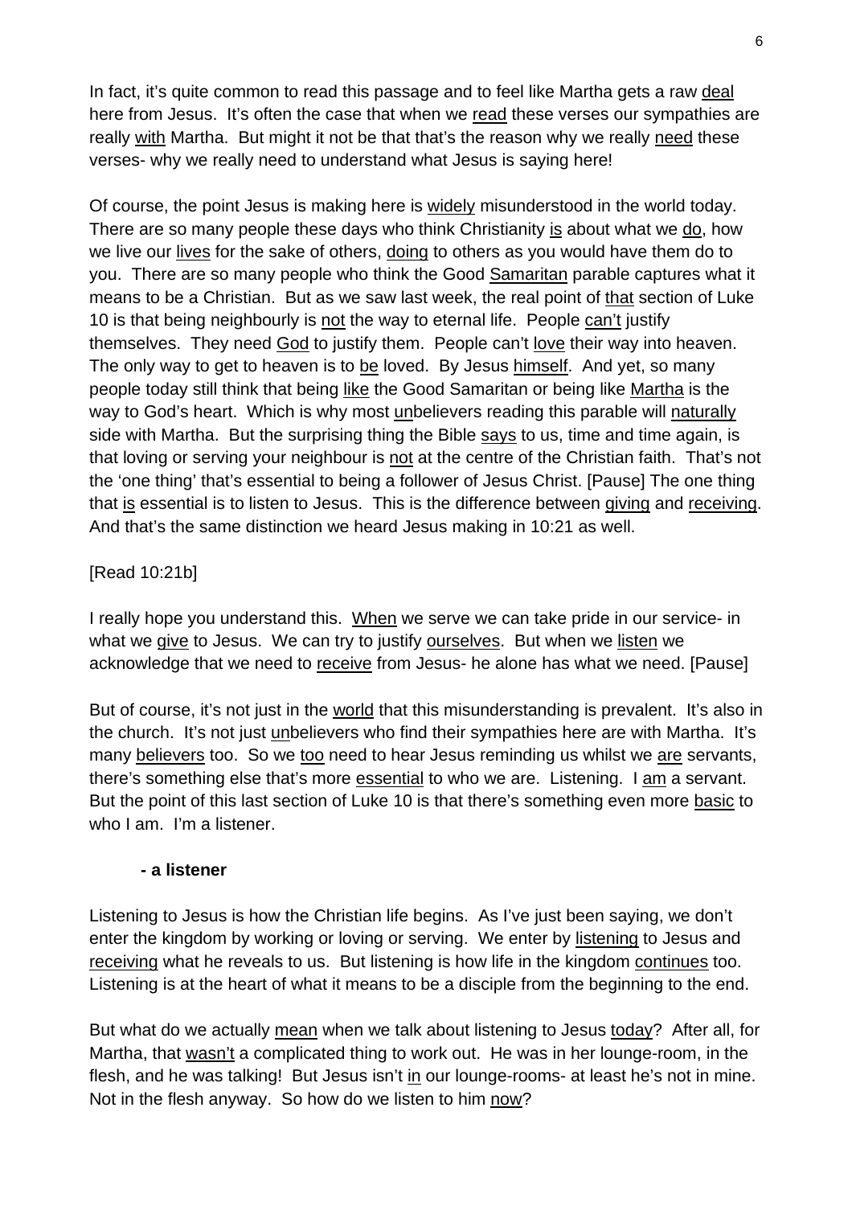In fact, it's quite common to read this passage and to feel like Martha gets a raw <u>deal</u> here from Jesus. It's often the case that when we <u>read</u> these verses our sympathies are really <u>with</u> Martha. But might it not be that that's the reason why we really <u>need</u> these verses- why we really need to understand what Jesus is saying here!

Of course, the point Jesus is making here is <u>widely</u> misunderstood in the world today. There are so many people these days who think Christianity <u>is</u> about what we <u>do</u>, how we live our <u>lives</u> for the sake of others, <u>doing</u> to others as you would have them do to you. There are so many people who think the Good <u>Samaritan</u> parable captures what it means to be a Christian. But as we saw last week, the real point of <u>that</u> section of Luke 10 is that being neighbourly is <u>not</u> the way to eternal life. People <u>can't</u> justify themselves. They need <u>God</u> to justify them. People can't <u>love</u> their way into heaven. The only way to get to heaven is to <u>be</u> loved. By Jesus <u>himself</u>. And yet, so many people today still think that being <u>like</u> the Good Samaritan or being like <u>Martha</u> is the way to God's heart. Which is why most <u>un</u>believers reading this parable will <u>naturally</u> side with Martha. But the surprising thing the Bible <u>says</u> to us, time and time again, is that loving or serving your neighbour is <u>not</u> at the centre of the Christian faith. That's not the 'one thing' that's essential to being a follower of Jesus Christ. [Pause] The one thing that <u>is</u> essential is to listen to Jesus. This is the difference between <u>giving</u> and <u>receiving</u>. And that's the same distinction we heard Jesus making in 10:21 as well.

[Read 10:21b]

I really hope you understand this. <u>When</u> we serve we can take pride in our service- in what we <u>give</u> to Jesus. We can try to justify <u>ourselves</u>. But when we <u>listen</u> we acknowledge that we need to <u>receive</u> from Jesus- he alone has what we need. [Pause]

But of course, it's not just in the <u>world</u> that this misunderstanding is prevalent. It's also in the church. It's not just <u>un</u>believers who find their sympathies here are with Martha. It's many <u>believers</u> too. So we <u>too</u> need to hear Jesus reminding us whilst we <u>are</u> servants, there's something else that's more <u>essential</u> to who we are. Listening. I <u>am</u> a servant. But the point of this last section of Luke 10 is that there's something even more <u>basic</u> to who I am. I'm a listener.

**- a listener**

Listening to Jesus is how the Christian life begins. As I've just been saying, we don't enter the kingdom by working or loving or serving. We enter by <u>listening</u> to Jesus and <u>receiving</u> what he reveals to us. But listening is how life in the kingdom <u>continues</u> too. Listening is at the heart of what it means to be a disciple from the beginning to the end.

But what do we actually <u>mean</u> when we talk about listening to Jesus <u>today</u>? After all, for Martha, that <u>wasn't</u> a complicated thing to work out. He was in her lounge-room, in the flesh, and he was talking! But Jesus isn't <u>in</u> our lounge-rooms- at least he's not in mine. Not in the flesh anyway. So how do we listen to him <u>now</u>?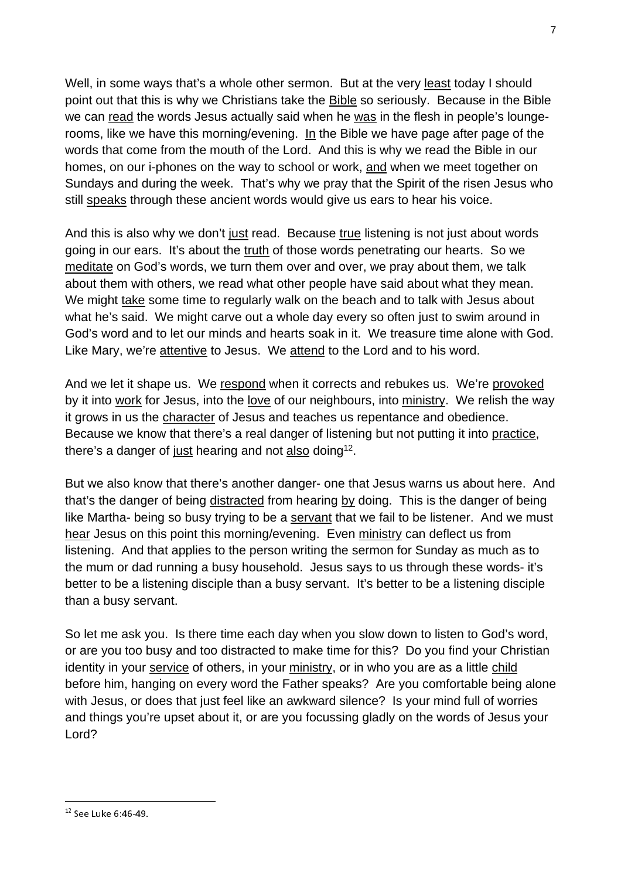Well, in some ways that's a whole other sermon. But at the very least today I should point out that this is why we Christians take the Bible so seriously. Because in the Bible we can read the words Jesus actually said when he was in the flesh in people's lounge-rooms, like we have this morning/evening. In the Bible we have page after page of the words that come from the mouth of the Lord. And this is why we read the Bible in our homes, on our i-phones on the way to school or work, and when we meet together on Sundays and during the week. That's why we pray that the Spirit of the risen Jesus who still speaks through these ancient words would give us ears to hear his voice.

And this is also why we don't just read. Because true listening is not just about words going in our ears. It's about the truth of those words penetrating our hearts. So we meditate on God's words, we turn them over and over, we pray about them, we talk about them with others, we read what other people have said about what they mean. We might take some time to regularly walk on the beach and to talk with Jesus about what he's said. We might carve out a whole day every so often just to swim around in God's word and to let our minds and hearts soak in it. We treasure time alone with God. Like Mary, we're attentive to Jesus. We attend to the Lord and to his word.

And we let it shape us. We respond when it corrects and rebukes us. We're provoked by it into work for Jesus, into the love of our neighbours, into ministry. We relish the way it grows in us the character of Jesus and teaches us repentance and obedience. Because we know that there's a real danger of listening but not putting it into practice, there's a danger of just hearing and not also doing[12].

But we also know that there's another danger- one that Jesus warns us about here. And that's the danger of being distracted from hearing by doing. This is the danger of being like Martha- being so busy trying to be a servant that we fail to be listener. And we must hear Jesus on this point this morning/evening. Even ministry can deflect us from listening. And that applies to the person writing the sermon for Sunday as much as to the mum or dad running a busy household. Jesus says to us through these words- it's better to be a listening disciple than a busy servant. It's better to be a listening disciple than a busy servant.

So let me ask you. Is there time each day when you slow down to listen to God's word, or are you too busy and too distracted to make time for this? Do you find your Christian identity in your service of others, in your ministry, or in who you are as a little child before him, hanging on every word the Father speaks? Are you comfortable being alone with Jesus, or does that just feel like an awkward silence? Is your mind full of worries and things you're upset about it, or are you focussing gladly on the words of Jesus your Lord?

---

[12] See Luke 6:46-49.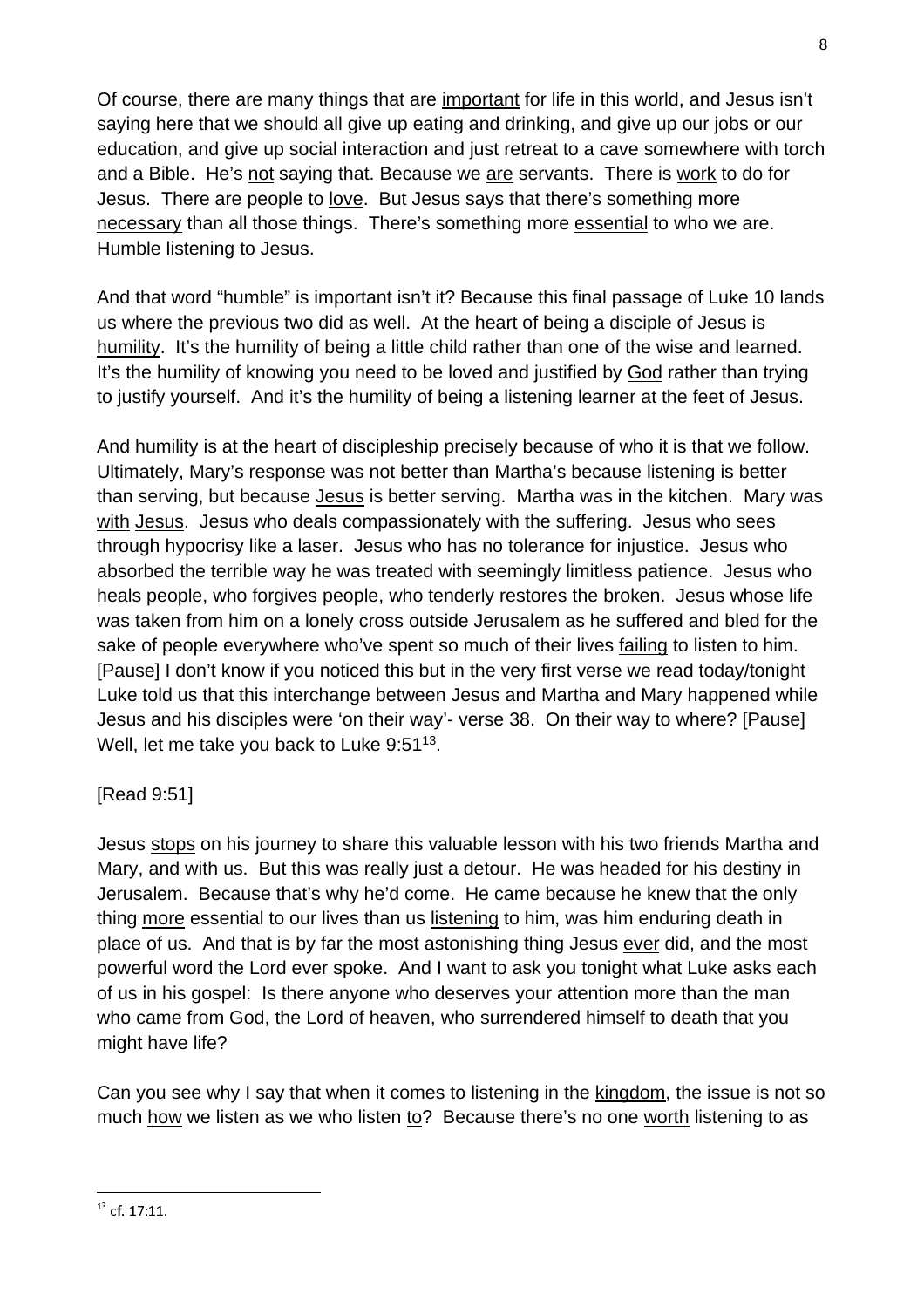Of course, there are many things that are important for life in this world, and Jesus isn't saying here that we should all give up eating and drinking, and give up our jobs or our education, and give up social interaction and just retreat to a cave somewhere with torch and a Bible. He's not saying that. Because we are servants. There is work to do for Jesus. There are people to love. But Jesus says that there's something more necessary than all those things. There's something more essential to who we are. Humble listening to Jesus.

And that word "humble" is important isn't it? Because this final passage of Luke 10 lands us where the previous two did as well. At the heart of being a disciple of Jesus is humility. It's the humility of being a little child rather than one of the wise and learned. It's the humility of knowing you need to be loved and justified by God rather than trying to justify yourself. And it's the humility of being a listening learner at the feet of Jesus.

And humility is at the heart of discipleship precisely because of who it is that we follow. Ultimately, Mary's response was not better than Martha's because listening is better than serving, but because Jesus is better serving. Martha was in the kitchen. Mary was with Jesus. Jesus who deals compassionately with the suffering. Jesus who sees through hypocrisy like a laser. Jesus who has no tolerance for injustice. Jesus who absorbed the terrible way he was treated with seemingly limitless patience. Jesus who heals people, who forgives people, who tenderly restores the broken. Jesus whose life was taken from him on a lonely cross outside Jerusalem as he suffered and bled for the sake of people everywhere who've spent so much of their lives failing to listen to him. [Pause] I don't know if you noticed this but in the very first verse we read today/tonight Luke told us that this interchange between Jesus and Martha and Mary happened while Jesus and his disciples were 'on their way'- verse 38. On their way to where? [Pause] Well, let me take you back to Luke 9:51[13].

[Read 9:51]

Jesus stops on his journey to share this valuable lesson with his two friends Martha and Mary, and with us. But this was really just a detour. He was headed for his destiny in Jerusalem. Because that's why he'd come. He came because he knew that the only thing more essential to our lives than us listening to him, was him enduring death in place of us. And that is by far the most astonishing thing Jesus ever did, and the most powerful word the Lord ever spoke. And I want to ask you tonight what Luke asks each of us in his gospel: Is there anyone who deserves your attention more than the man who came from God, the Lord of heaven, who surrendered himself to death that you might have life?

Can you see why I say that when it comes to listening in the kingdom, the issue is not so much how we listen as we who listen to? Because there's no one worth listening to as

[13] cf. 17:11.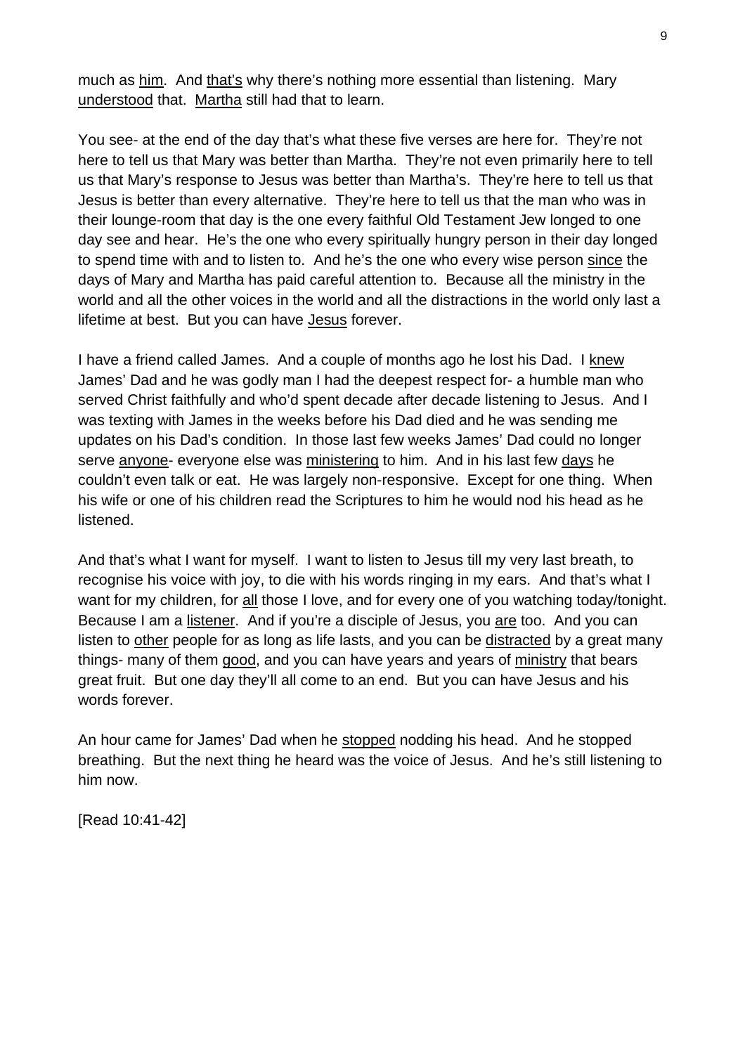much as <u>him</u>. And <u>that's</u> why there's nothing more essential than listening. Mary <u>understood</u> that. <u>Martha</u> still had that to learn.

You see- at the end of the day that's what these five verses are here for. They're not here to tell us that Mary was better than Martha. They're not even primarily here to tell us that Mary's response to Jesus was better than Martha's. They're here to tell us that Jesus is better than every alternative. They're here to tell us that the man who was in their lounge-room that day is the one every faithful Old Testament Jew longed to one day see and hear. He's the one who every spiritually hungry person in their day longed to spend time with and to listen to. And he's the one who every wise person <u>since</u> the days of Mary and Martha has paid careful attention to. Because all the ministry in the world and all the other voices in the world and all the distractions in the world only last a lifetime at best. But you can have <u>Jesus</u> forever.

I have a friend called James. And a couple of months ago he lost his Dad. I <u>knew</u> James' Dad and he was godly man I had the deepest respect for- a humble man who served Christ faithfully and who'd spent decade after decade listening to Jesus. And I was texting with James in the weeks before his Dad died and he was sending me updates on his Dad's condition. In those last few weeks James' Dad could no longer serve <u>anyone</u>- everyone else was <u>ministering</u> to him. And in his last few <u>days</u> he couldn't even talk or eat. He was largely non-responsive. Except for one thing. When his wife or one of his children read the Scriptures to him he would nod his head as he listened.

And that's what I want for myself. I want to listen to Jesus till my very last breath, to recognise his voice with joy, to die with his words ringing in my ears. And that's what I want for my children, for <u>all</u> those I love, and for every one of you watching today/tonight. Because I am a <u>listener</u>. And if you're a disciple of Jesus, you <u>are</u> too. And you can listen to <u>other</u> people for as long as life lasts, and you can be <u>distracted</u> by a great many things- many of them <u>good</u>, and you can have years and years of <u>ministry</u> that bears great fruit. But one day they'll all come to an end. But you can have Jesus and his words forever.

An hour came for James' Dad when he <u>stopped</u> nodding his head. And he stopped breathing. But the next thing he heard was the voice of Jesus. And he's still listening to him now.

[Read 10:41-42]